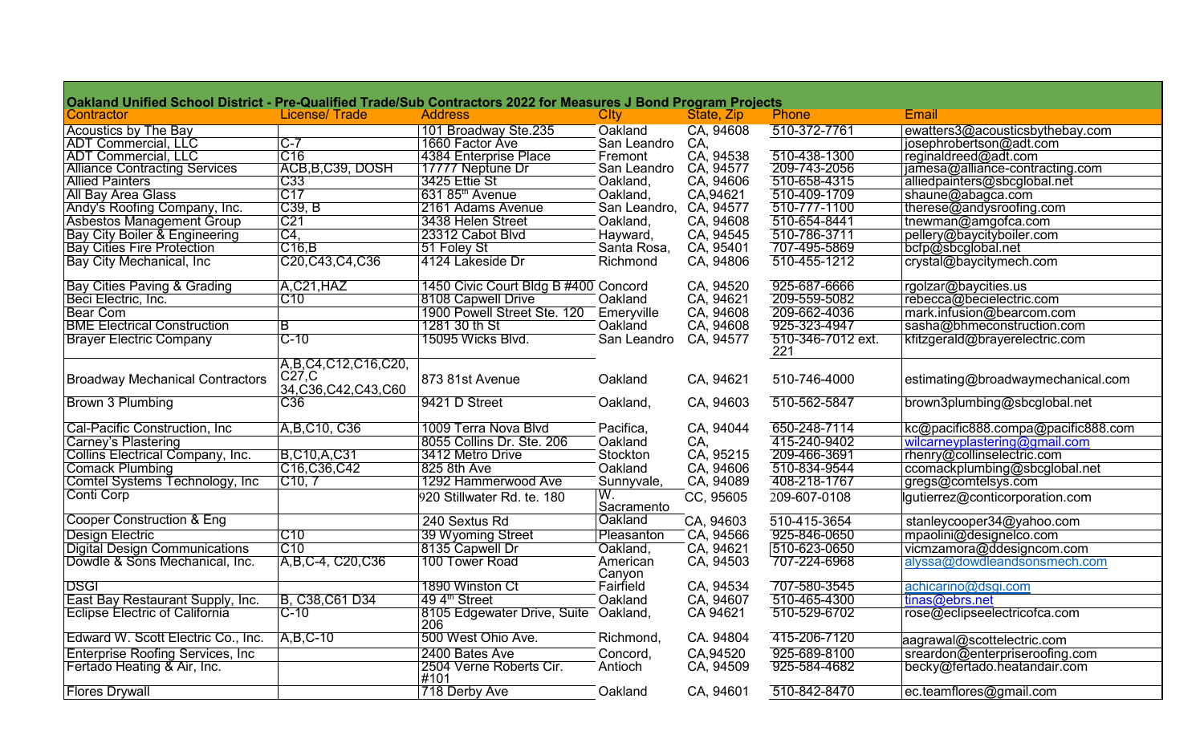| Oakland Unified School District - Pre-Qualified Trade/Sub Contractors 2022 for Measures J Bond Program Projects | | | | | | |
|---|---|---|---|---|---|---|
| Contractor | License/ Trade | Address | CIty | State, Zip | Phone | Email |
| Acoustics by The Bay | | 101 Broadway Ste.235 | Oakland | CA, 94608 | 510-372-7761 | ewatters3@acousticsbythebay.com |
| ADT Commercial, LLC | C-7 | 1660 Factor Ave | San Leandro | CA, | | josephrobertson@adt.com |
| ADT Commercial, LLC | C16 | 4384 Enterprise Place | Fremont | CA, 94538 | 510-438-1300 | reginaldreed@adt.com |
| Alliance Contracting Services | ACB,B,C39, DOSH | 17777 Neptune Dr | San Leandro | CA, 94577 | 209-743-2056 | jamesa@alliance-contracting.com |
| Allied Painters | C33 | 3425 Ettie St | Oakland, | CA, 94606 | 510-658-4315 | alliedpainters@sbcglobal.net |
| All Bay Area Glass | C17 | 631 85th Avenue | Oakland, | CA,94621 | 510-409-1709 | shaune@abagca.com |
| Andy's Roofing Company, Inc. | C39, B | 2161 Adams Avenue | San Leandro, | CA, 94577 | 510-777-1100 | therese@andysroofing.com |
| Asbestos Management Group | C21 | 3438 Helen Street | Oakland, | CA, 94608 | 510-654-8441 | tnewman@amgofca.com |
| Bay City Boiler & Engineering | C4, | 23312 Cabot Blvd | Hayward, | CA, 94545 | 510-786-3711 | pellery@baycityboiler.com |
| Bay Cities Fire Protection | C16,B | 51 Foley St | Santa Rosa, | CA, 95401 | 707-495-5869 | bcfp@sbcglobal.net |
| Bay City Mechanical, Inc | C20,C43,C4,C36 | 4124 Lakeside Dr | Richmond | CA, 94806 | 510-455-1212 | crystal@baycitymech.com |
| Bay Cities Paving & Grading | A,C21,HAZ | 1450 Civic Court Bldg B #400 | Concord | CA, 94520 | 925-687-6666 | rgolzar@baycities.us |
| Beci Electric, Inc. | C10 | 8108 Capwell Drive | Oakland | CA, 94621 | 209-559-5082 | rebecca@becielectric.com |
| Bear Com | | 1900 Powell Street Ste. 120 | Emeryville | CA, 94608 | 209-662-4036 | mark.infusion@bearcom.com |
| BME Electrical Construction | B | 1281 30 th St | Oakland | CA, 94608 | 925-323-4947 | sasha@bhmeconstruction.com |
| Brayer Electric Company | C-10 | 15095 Wicks Blvd. | San Leandro | CA, 94577 | 510-346-7012 ext. 221 | kfitzgerald@brayerelectric.com |
| Broadway Mechanical Contractors | A,B,C4,C12,C16,C20, C27,C 34,C36,C42,C43,C60 | 873 81st Avenue | Oakland | CA, 94621 | 510-746-4000 | estimating@broadwaymechanical.com |
| Brown 3 Plumbing | C36 | 9421 D Street | Oakland, | CA, 94603 | 510-562-5847 | brown3plumbing@sbcglobal.net |
| Cal-Pacific Construction, Inc | A,B,C10, C36 | 1009 Terra Nova Blvd | Pacifica, | CA, 94044 | 650-248-7114 | kc@pacific888.compa@pacific888.com |
| Carney's Plastering | | 8055 Collins Dr. Ste. 206 | Oakland | CA, | 415-240-9402 | wilcarneyplastering@gmail.com |
| Collins Electrical Company, Inc. | B,C10,A,C31 | 3412 Metro Drive | Stockton | CA, 95215 | 209-466-3691 | rhenry@collinselectric.com |
| Comack Plumbing | C16,C36,C42 | 825 8th Ave | Oakland | CA, 94606 | 510-834-9544 | ccomackplumbing@sbcglobal.net |
| Comtel Systems Technology, Inc | C10, 7 | 1292 Hammerwood Ave | Sunnyvale, | CA, 94089 | 408-218-1767 | gregs@comtelsys.com |
| Conti Corp | | 920 Stillwater Rd. te. 180 | W. Sacramento | CC, 95605 | 209-607-0108 | lgutierrez@conticorporation.com |
| Cooper Construction & Eng | | 240 Sextus Rd | Oakland | CA, 94603 | 510-415-3654 | stanleycooper34@yahoo.com |
| Design Electric | C10 | 39 Wyoming Street | Pleasanton | CA, 94566 | 925-846-0650 | mpaolini@designelco.com |
| Digital Design Communications | C10 | 8135 Capwell Dr | Oakland, | CA, 94621 | 510-623-0650 | vicmzamora@ddesigncom.com |
| Dowdle & Sons Mechanical, Inc. | A,B,C-4, C20,C36 | 100 Tower Road | American Canyon | CA, 94503 | 707-224-6968 | alyssa@dowdleandsonsmech.com |
| DSGI | | 1890 Winston Ct | Fairfield | CA, 94534 | 707-580-3545 | achicarino@dsgi.com |
| East Bay Restaurant Supply, Inc. | B, C38,C61 D34 | 49 4th Street | Oakland | CA, 94607 | 510-465-4300 | tinas@ebrs.net |
| Eclipse Electric of California | C-10 | 8105 Edgewater Drive, Suite 206 | Oakland, | CA 94621 | 510-529-6702 | rose@eclipseelectricofca.com |
| Edward W. Scott Electric Co., Inc. | A,B,C-10 | 500 West Ohio Ave. | Richmond, | CA. 94804 | 415-206-7120 | aagrawal@scottelectric.com |
| Enterprise Roofing Services, Inc | | 2400 Bates Ave | Concord, | CA,94520 | 925-689-8100 | sreardon@enterpriseroofing.com |
| Fertado Heating & Air, Inc. | | 2504 Verne Roberts Cir. #101 | Antioch | CA, 94509 | 925-584-4682 | becky@fertado.heatandair.com |
| Flores Drywall | | 718 Derby Ave | Oakland | CA, 94601 | 510-842-8470 | ec.teamflores@gmail.com |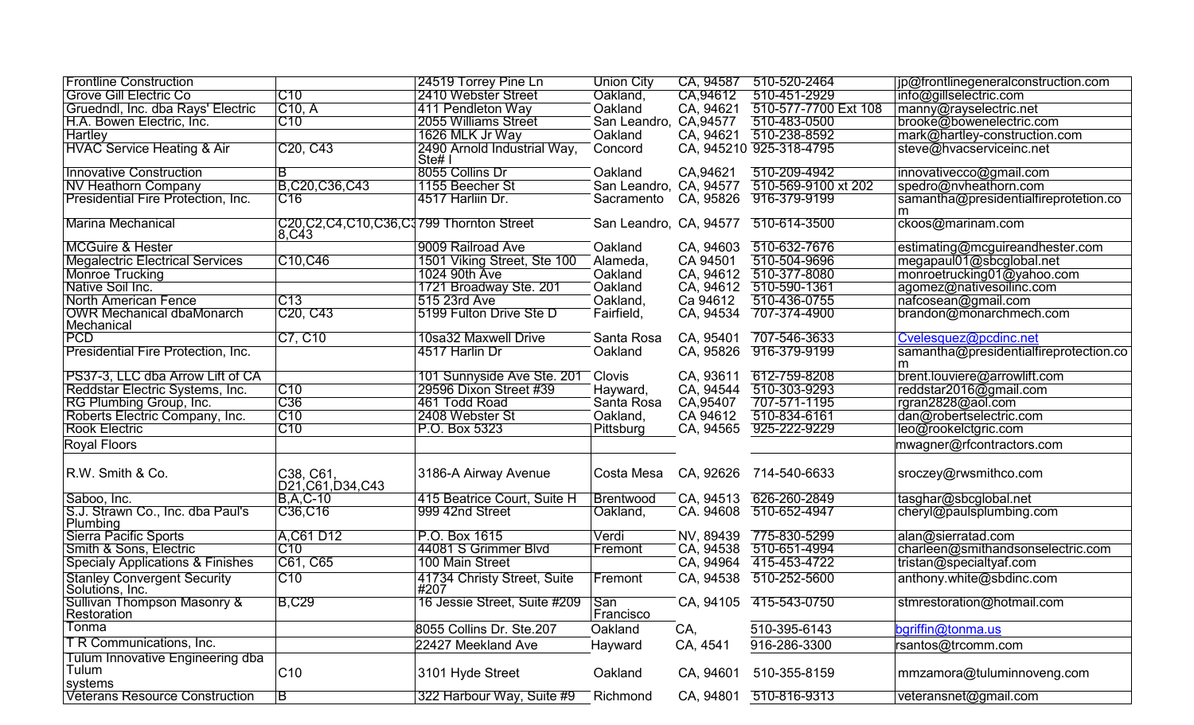| | | | | | | |
|---|---|---|---|---|---|---|
| Frontline Construction | | 24519 Torrey Pine Ln | Union City | CA, 94587 | 510-520-2464 | jp@frontlinegeneralconstruction.com |
| Grove Gill Electric Co | C10 | 2410 Webster Street | Oakland, | CA,94612 | 510-451-2929 | info@gillselectric.com |
| Gruedndl, Inc. dba Rays' Electric | C10, A | 411 Pendleton Way | Oakland | CA, 94621 | 510-577-7700 Ext 108 | manny@rayselectric.net |
| H.A. Bowen Electric, Inc. | C10 | 2055 Williams Street | San Leandro, | CA,94577 | 510-483-0500 | brooke@bowenelectric.com |
| Hartley | | 1626 MLK Jr Way | Oakland | CA, 94621 | 510-238-8592 | mark@hartley-construction.com |
| HVAC Service Heating & Air | C20, C43 | 2490 Arnold Industrial Way, Ste# I | Concord | CA, 945210 | 925-318-4795 | steve@hvacserviceinc.net |
| Innovative Construction | B | 8055 Collins Dr | Oakland | CA,94621 | 510-209-4942 | innovativecco@gmail.com |
| NV Heathorn Company | B,C20,C36,C43 | 1155 Beecher St | San Leandro, | CA, 94577 | 510-569-9100 xt 202 | spedro@nvheathorn.com |
| Presidential Fire Protection, Inc. | C16 | 4517 Harliin Dr. | Sacramento | CA, 95826 | 916-379-9199 | samantha@presidentialfireprotetion.com |
| Marina Mechanical | C20,C2,C4,C10,C36,C38,C43 | 799 Thornton Street | San Leandro, | CA, 94577 | 510-614-3500 | ckoos@marinam.com |
| MCGuire & Hester | | 9009 Railroad Ave | Oakland | CA, 94603 | 510-632-7676 | estimating@mcguireandhester.com |
| Megalectric Electrical Services | C10,C46 | 1501 Viking Street, Ste 100 | Alameda, | CA 94501 | 510-504-9696 | megapaul01@sbcglobal.net |
| Monroe Trucking | | 1024 90th Ave | Oakland | CA, 94612 | 510-377-8080 | monroetrucking01@yahoo.com |
| Native Soil Inc. | | 1721 Broadway Ste. 201 | Oakland | CA, 94612 | 510-590-1361 | agomez@nativesoilinc.com |
| North American Fence | C13 | 515 23rd Ave | Oakland, | Ca 94612 | 510-436-0755 | nafcosean@gmail.com |
| OWR Mechanical dbaMonarch Mechanical | C20, C43 | 5199 Fulton Drive Ste D | Fairfield, | CA, 94534 | 707-374-4900 | brandon@monarchmech.com |
| PCD | C7, C10 | 10sa32 Maxwell Drive | Santa Rosa | CA, 95401 | 707-546-3633 | Cvelesquez@pcdinc.net |
| Presidential Fire Protection, Inc. | | 4517 Harlin Dr | Oakland | CA, 95826 | 916-379-9199 | samantha@presidentialfireprotection.com |
| PS37-3, LLC dba Arrow Lift of CA | | 101 Sunnyside Ave Ste. 201 | Clovis | CA, 93611 | 612-759-8208 | brent.louviere@arrowlift.com |
| Reddstar Electric Systems, Inc. | C10 | 29596 Dixon Street #39 | Hayward, | CA, 94544 | 510-303-9293 | reddstar2016@gmail.com |
| RG Plumbing Group, Inc. | C36 | 461 Todd Road | Santa Rosa | CA,95407 | 707-571-1195 | rgran2828@aol.com |
| Roberts Electric Company, Inc. | C10 | 2408 Webster St | Oakland, | CA 94612 | 510-834-6161 | dan@robertselectric.com |
| Rook Electric | C10 | P.O. Box 5323 | Pittsburg | CA, 94565 | 925-222-9229 | leo@rookelctgric.com |
| Royal Floors | | | | | | mwagner@rfcontractors.com |
| R.W. Smith & Co. | C38, C61, D21,C61,D34,C43 | 3186-A Airway Avenue | Costa Mesa | CA, 92626 | 714-540-6633 | sroczey@rwsmithco.com |
| Saboo, Inc. | B,A,C-10 | 415 Beatrice Court, Suite H | Brentwood | CA, 94513 | 626-260-2849 | tasghar@sbcglobal.net |
| S.J. Strawn Co., Inc. dba Paul's Plumbing | C36,C16 | 999 42nd Street | Oakland, | CA. 94608 | 510-652-4947 | cheryl@paulsplumbing.com |
| Sierra Pacific Sports | A,C61 D12 | P.O. Box 1615 | Verdi | NV, 89439 | 775-830-5299 | alan@sierratad.com |
| Smith & Sons, Electric | C10 | 44081 S Grimmer Blvd | Fremont | CA, 94538 | 510-651-4994 | charleen@smithandsonselectric.com |
| Specialy Applications & Finishes | C61, C65 | 100 Main Street | | CA, 94964 | 415-453-4722 | tristan@specialtyaf.com |
| Stanley Convergent Security Solutions, Inc. | C10 | 41734 Christy Street, Suite #207 | Fremont | CA, 94538 | 510-252-5600 | anthony.white@sbdinc.com |
| Sullivan Thompson Masonry & Restoration | B,C29 | 16 Jessie Street, Suite #209 | San Francisco | CA, 94105 | 415-543-0750 | stmrestoration@hotmail.com |
| Tonma | | 8055 Collins Dr. Ste.207 | Oakland | CA, | 510-395-6143 | bgriffin@tonma.us |
| T R Communications, Inc. | | 22427 Meekland Ave | Hayward | CA, 4541 | 916-286-3300 | rsantos@trcomm.com |
| Tulum Innovative Engineering dba Tulum systems | C10 | 3101 Hyde Street | Oakland | CA, 94601 | 510-355-8159 | mmzamora@tuluminnoveng.com |
| Veterans Resource Construction | B | 322 Harbour Way, Suite #9 | Richmond | CA, 94801 | 510-816-9313 | veteransnet@gmail.com |